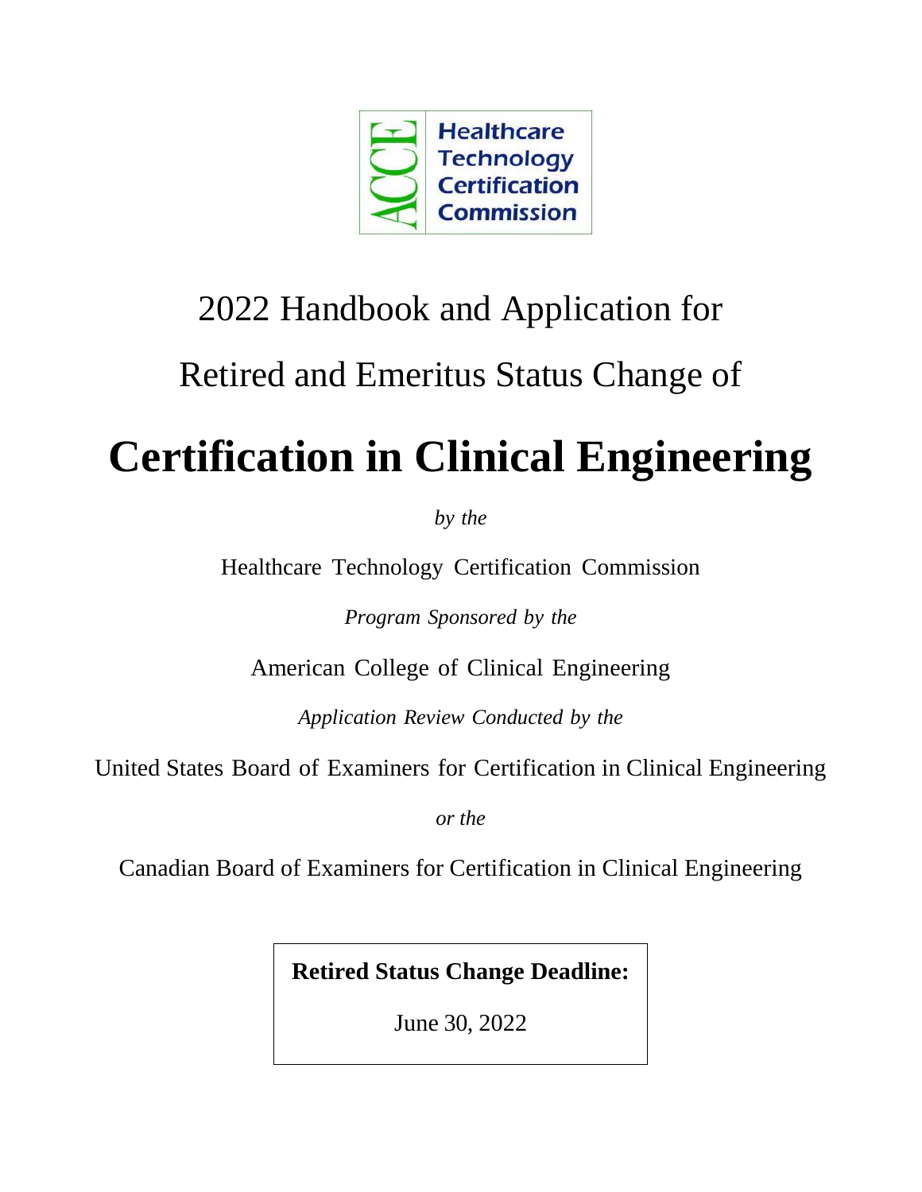ACCE Healthcare Technology Certification Commission

# 2022 Handbook and Application for Retired and Emeritus Status Change of

# Certification in Clinical Engineering

*by the*

Healthcare Technology Certification Commission

*Program Sponsored by the*

American College of Clinical Engineering

*Application Review Conducted by the*

United States Board of Examiners for Certification in Clinical Engineering

*or the*

Canadian Board of Examiners for Certification in Clinical Engineering

**Retired Status Change Deadline:**

June 30, 2022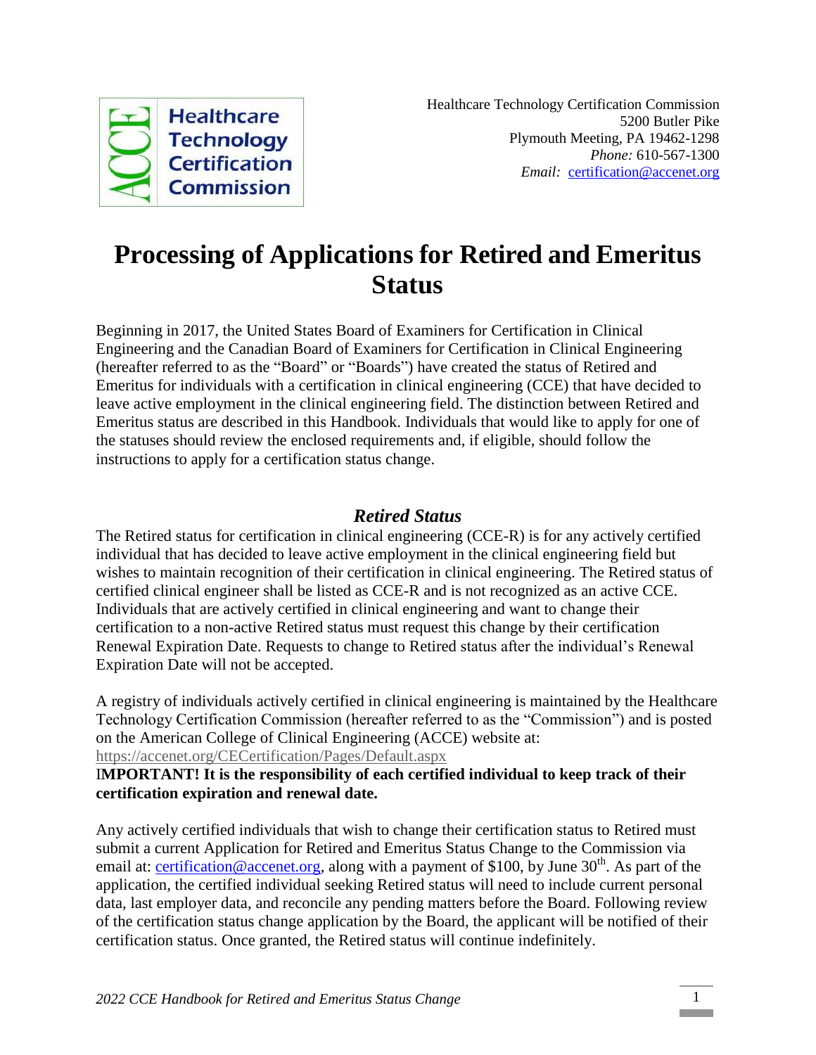Healthcare Technology Certification Commission
5200 Butler Pike
Plymouth Meeting, PA 19462-1298
*Phone:* 610-567-1300
*Email:* certification@accenet.org

# Processing of Applications for Retired and Emeritus Status

Beginning in 2017, the United States Board of Examiners for Certification in Clinical Engineering and the Canadian Board of Examiners for Certification in Clinical Engineering (hereafter referred to as the "Board" or "Boards") have created the status of Retired and Emeritus for individuals with a certification in clinical engineering (CCE) that have decided to leave active employment in the clinical engineering field. The distinction between Retired and Emeritus status are described in this Handbook. Individuals that would like to apply for one of the statuses should review the enclosed requirements and, if eligible, should follow the instructions to apply for a certification status change.

## *Retired Status*

The Retired status for certification in clinical engineering (CCE-R) is for any actively certified individual that has decided to leave active employment in the clinical engineering field but wishes to maintain recognition of their certification in clinical engineering. The Retired status of certified clinical engineer shall be listed as CCE-R and is not recognized as an active CCE. Individuals that are actively certified in clinical engineering and want to change their certification to a non-active Retired status must request this change by their certification Renewal Expiration Date. Requests to change to Retired status after the individual's Renewal Expiration Date will not be accepted.

A registry of individuals actively certified in clinical engineering is maintained by the Healthcare Technology Certification Commission (hereafter referred to as the "Commission") and is posted on the American College of Clinical Engineering (ACCE) website at: https://accenet.org/CECertification/Pages/Default.aspx

**IMPORTANT! It is the responsibility of each certified individual to keep track of their certification expiration and renewal date.**

Any actively certified individuals that wish to change their certification status to Retired must submit a current Application for Retired and Emeritus Status Change to the Commission via email at: certification@accenet.org, along with a payment of $100, by June 30th. As part of the application, the certified individual seeking Retired status will need to include current personal data, last employer data, and reconcile any pending matters before the Board. Following review of the certification status change application by the Board, the applicant will be notified of their certification status. Once granted, the Retired status will continue indefinitely.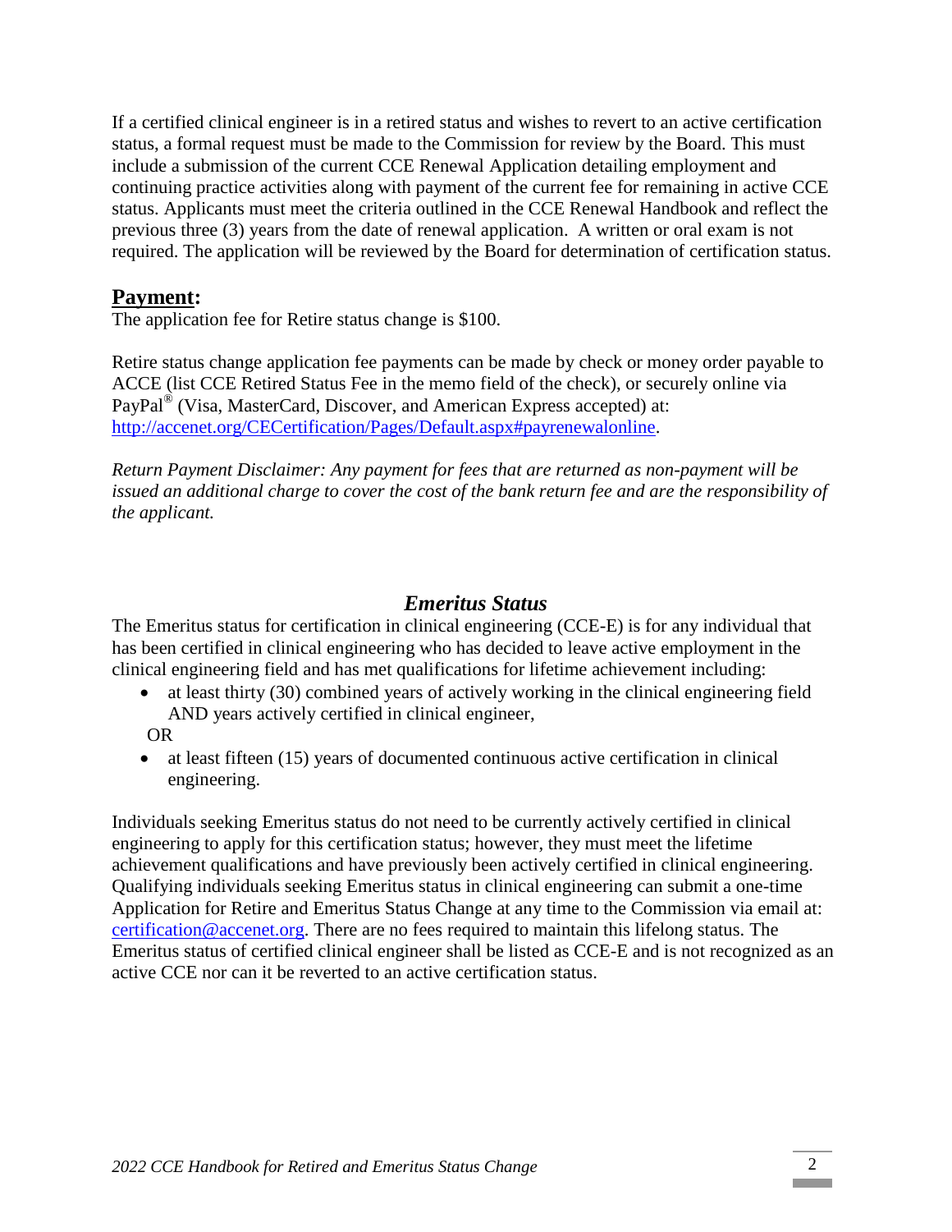If a certified clinical engineer is in a retired status and wishes to revert to an active certification status, a formal request must be made to the Commission for review by the Board. This must include a submission of the current CCE Renewal Application detailing employment and continuing practice activities along with payment of the current fee for remaining in active CCE status. Applicants must meet the criteria outlined in the CCE Renewal Handbook and reflect the previous three (3) years from the date of renewal application. A written or oral exam is not required. The application will be reviewed by the Board for determination of certification status.

## **Payment:**

The application fee for Retire status change is $100.

Retire status change application fee payments can be made by check or money order payable to ACCE (list CCE Retired Status Fee in the memo field of the check), or securely online via PayPal® (Visa, MasterCard, Discover, and American Express accepted) at: [http://accenet.org/CECertification/Pages/Default.aspx#payrenewalonline](http://accenet.org/CECertification/Pages/Default.aspx#payrenewalonline).

*Return Payment Disclaimer: Any payment for fees that are returned as non-payment will be issued an additional charge to cover the cost of the bank return fee and are the responsibility of the applicant.*

## ***Emeritus Status***

The Emeritus status for certification in clinical engineering (CCE-E) is for any individual that has been certified in clinical engineering who has decided to leave active employment in the clinical engineering field and has met qualifications for lifetime achievement including:

- at least thirty (30) combined years of actively working in the clinical engineering field AND years actively certified in clinical engineer,

  OR

- at least fifteen (15) years of documented continuous active certification in clinical engineering.

Individuals seeking Emeritus status do not need to be currently actively certified in clinical engineering to apply for this certification status; however, they must meet the lifetime achievement qualifications and have previously been actively certified in clinical engineering. Qualifying individuals seeking Emeritus status in clinical engineering can submit a one-time Application for Retire and Emeritus Status Change at any time to the Commission via email at: [certification@accenet.org](mailto:certification@accenet.org). There are no fees required to maintain this lifelong status. The Emeritus status of certified clinical engineer shall be listed as CCE-E and is not recognized as an active CCE nor can it be reverted to an active certification status.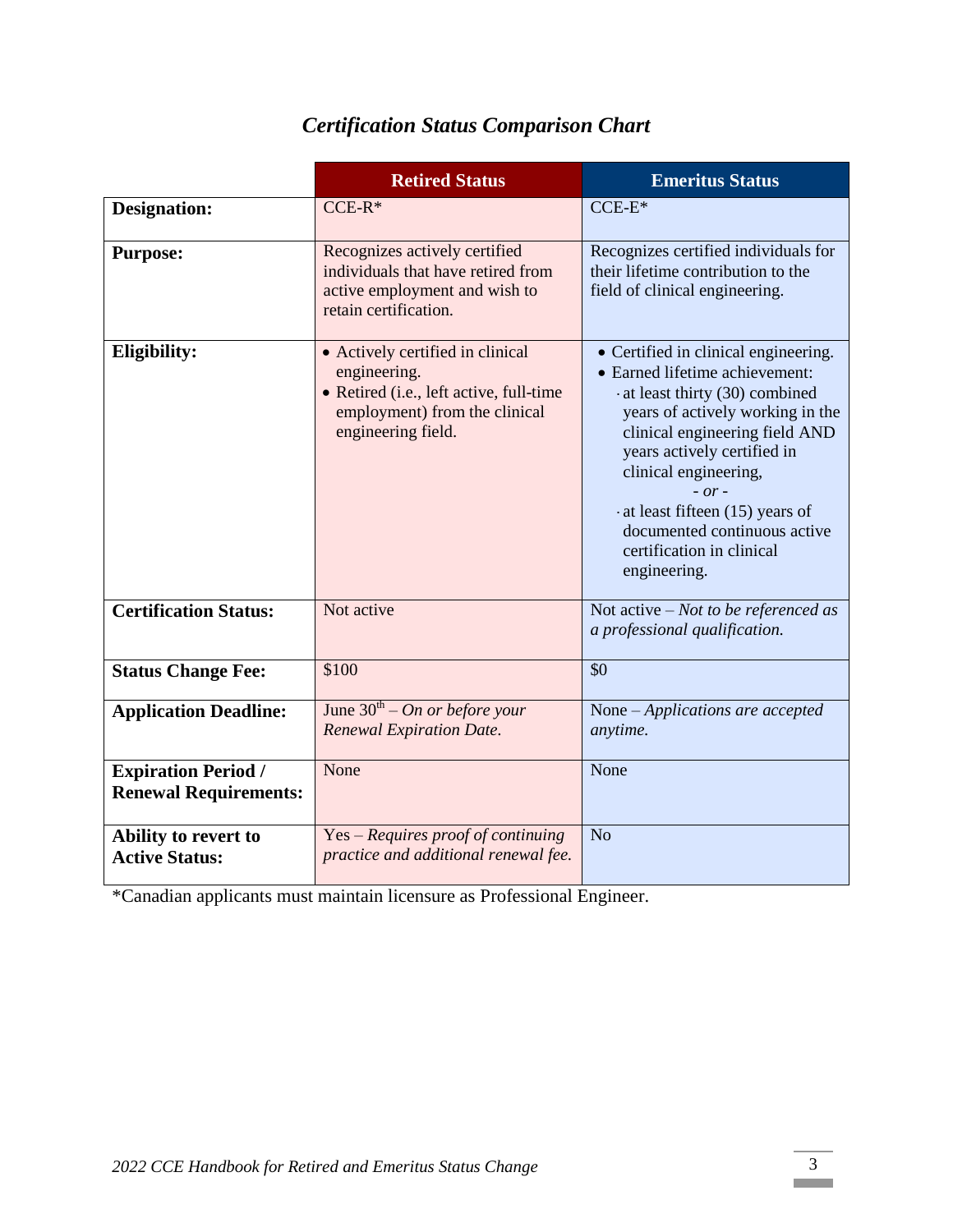## *Certification Status Comparison Chart*

| | **Retired Status** | **Emeritus Status** |
|---|---|---|
| **Designation:** | CCE-R* | CCE-E* |
| **Purpose:** | Recognizes actively certified individuals that have retired from active employment and wish to retain certification. | Recognizes certified individuals for their lifetime contribution to the field of clinical engineering. |
| **Eligibility:** | • Actively certified in clinical engineering.<br>• Retired (i.e., left active, full-time employment) from the clinical engineering field. | • Certified in clinical engineering.<br>• Earned lifetime achievement:<br>· at least thirty (30) combined years of actively working in the clinical engineering field AND years actively certified in clinical engineering,<br>*- or -*<br>· at least fifteen (15) years of documented continuous active certification in clinical engineering. |
| **Certification Status:** | Not active | Not active – *Not to be referenced as a professional qualification.* |
| **Status Change Fee:** | \$100 | \$0 |
| **Application Deadline:** | June 30th – *On or before your Renewal Expiration Date.* | None – *Applications are accepted anytime.* |
| **Expiration Period / Renewal Requirements:** | None | None |
| **Ability to revert to Active Status:** | Yes – *Requires proof of continuing practice and additional renewal fee.* | No |

*Canadian applicants must maintain licensure as Professional Engineer.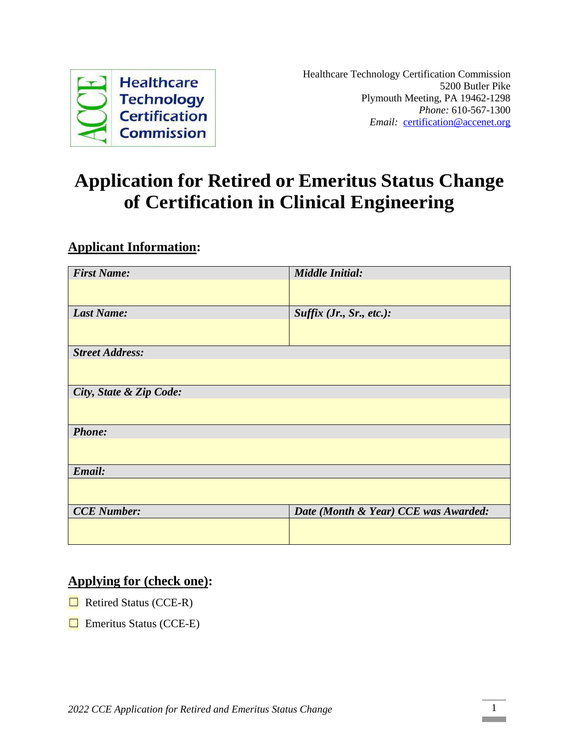Healthcare Technology Certification Commission
5200 Butler Pike
Plymouth Meeting, PA 19462-1298
*Phone:* 610-567-1300
*Email:* certification@accenet.org

# Application for Retired or Emeritus Status Change of Certification in Clinical Engineering

## Applicant Information:

| ***First Name:*** | ***Middle Initial:*** |
|---|---|
| | |
| ***Last Name:*** | ***Suffix (Jr., Sr., etc.):*** |
| | |
| ***Street Address:*** | |
| | |
| ***City, State & Zip Code:*** | |
| | |
| ***Phone:*** | |
| | |
| ***Email:*** | |
| | |
| ***CCE Number:*** | ***Date (Month & Year) CCE was Awarded:*** |
| | |

## Applying for (check one):

☐ Retired Status (CCE-R)

☐ Emeritus Status (CCE-E)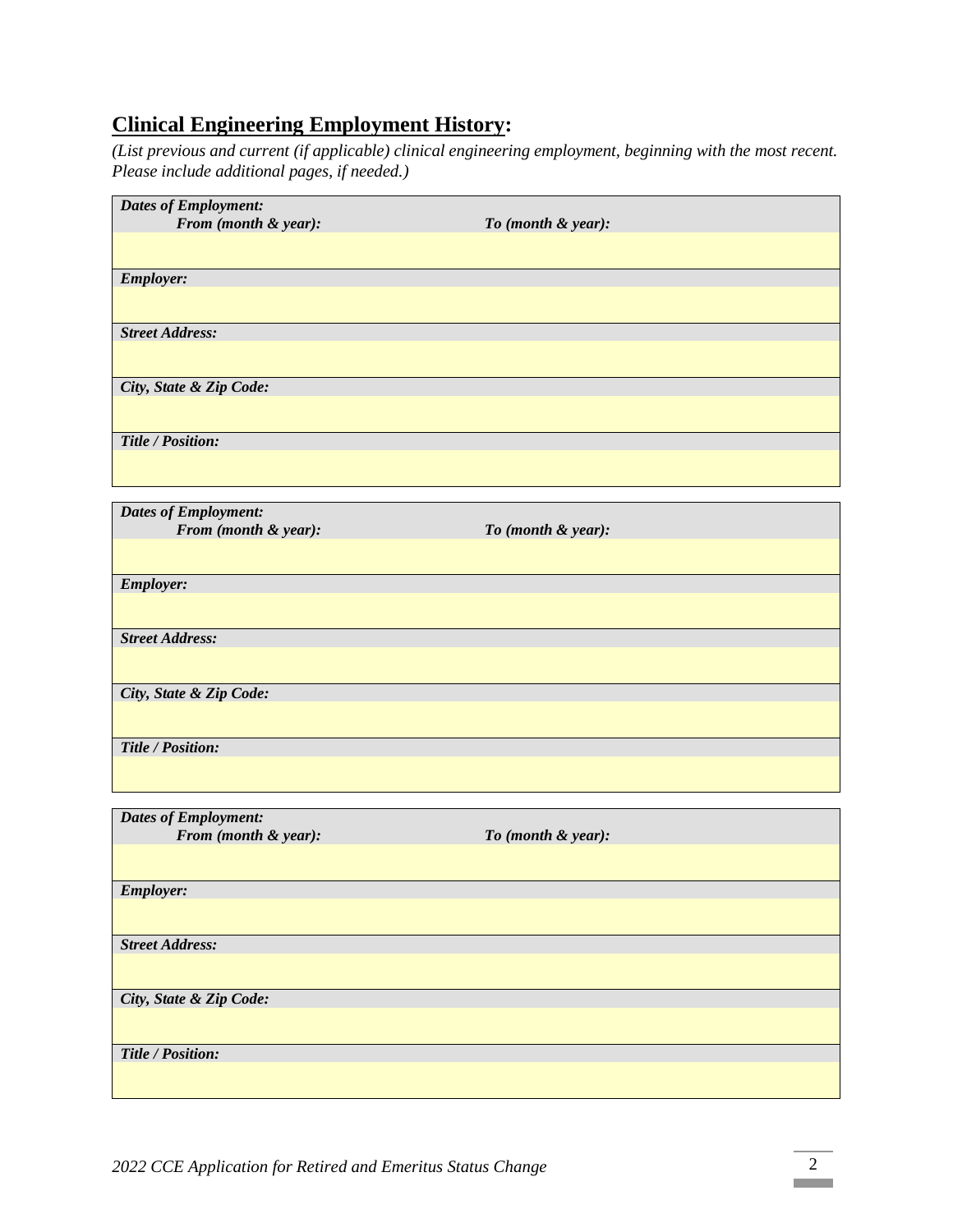## **Clinical Engineering Employment History:**

*(List previous and current (if applicable) clinical engineering employment, beginning with the most recent. Please include additional pages, if needed.)*

| ***Dates of Employment:*** ***From (month & year):*** | ***To (month & year):*** |
|---|---|
| | |
| ***Employer:*** | |
| | |
| ***Street Address:*** | |
| | |
| ***City, State & Zip Code:*** | |
| | |
| ***Title / Position:*** | |
| | |

| ***Dates of Employment:*** ***From (month & year):*** | ***To (month & year):*** |
|---|---|
| | |
| ***Employer:*** | |
| | |
| ***Street Address:*** | |
| | |
| ***City, State & Zip Code:*** | |
| | |
| ***Title / Position:*** | |
| | |

| ***Dates of Employment:*** ***From (month & year):*** | ***To (month & year):*** |
|---|---|
| | |
| ***Employer:*** | |
| | |
| ***Street Address:*** | |
| | |
| ***City, State & Zip Code:*** | |
| | |
| ***Title / Position:*** | |
| | |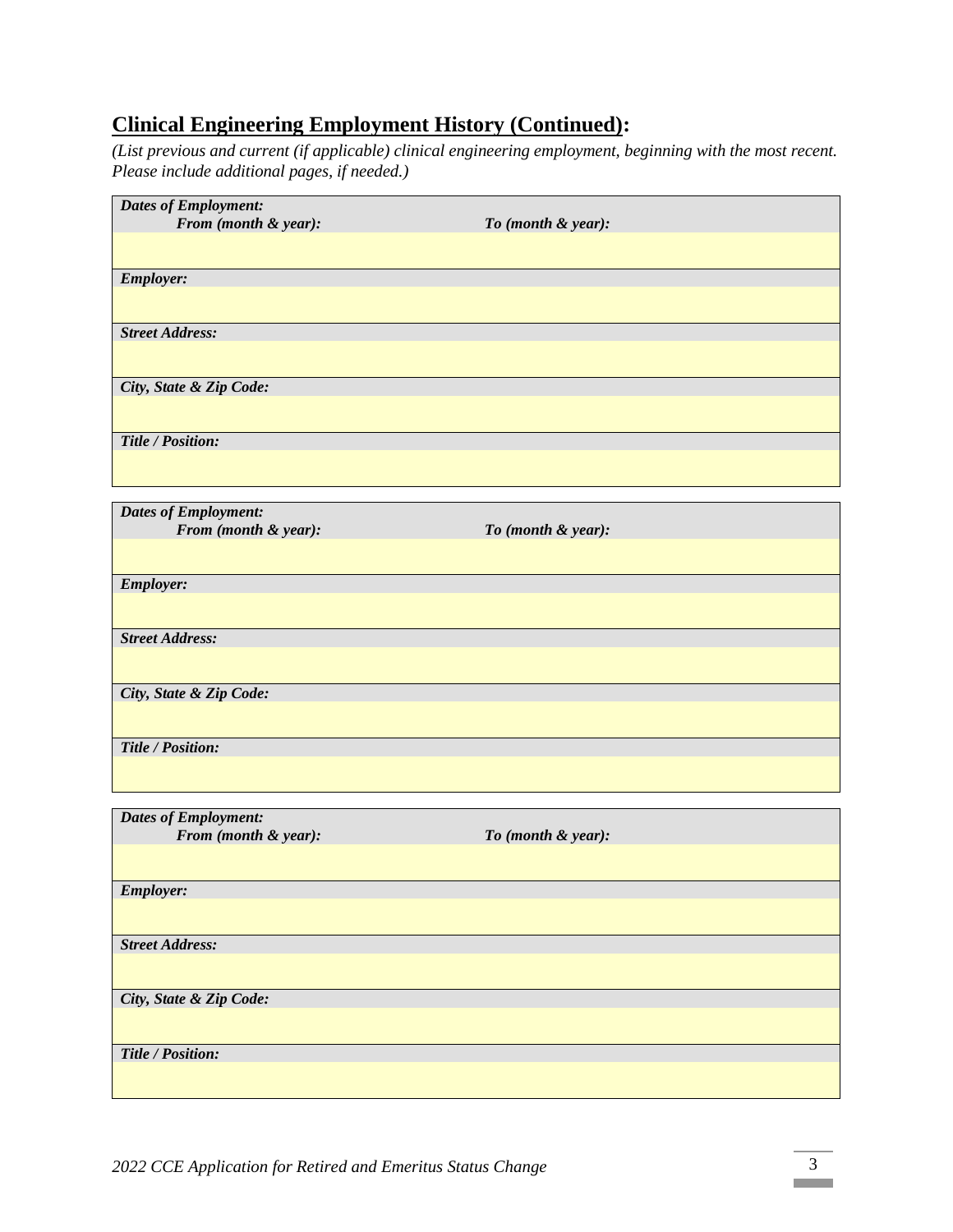## **Clinical Engineering Employment History (Continued):**

*(List previous and current (if applicable) clinical engineering employment, beginning with the most recent. Please include additional pages, if needed.)*

| ***Dates of Employment:*** ***From (month & year):*** | ***To (month & year):*** |
|---|---|
| | |
| ***Employer:*** | |
| | |
| ***Street Address:*** | |
| | |
| ***City, State & Zip Code:*** | |
| | |
| ***Title / Position:*** | |
| | |

| ***Dates of Employment:*** ***From (month & year):*** | ***To (month & year):*** |
|---|---|
| | |
| ***Employer:*** | |
| | |
| ***Street Address:*** | |
| | |
| ***City, State & Zip Code:*** | |
| | |
| ***Title / Position:*** | |
| | |

| ***Dates of Employment:*** ***From (month & year):*** | ***To (month & year):*** |
|---|---|
| | |
| ***Employer:*** | |
| | |
| ***Street Address:*** | |
| | |
| ***City, State & Zip Code:*** | |
| | |
| ***Title / Position:*** | |
| | |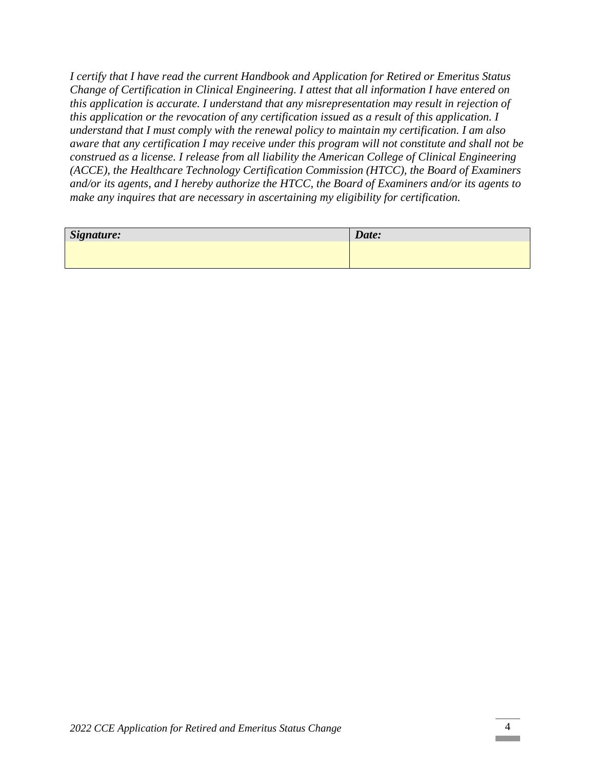*I certify that I have read the current Handbook and Application for Retired or Emeritus Status Change of Certification in Clinical Engineering. I attest that all information I have entered on this application is accurate. I understand that any misrepresentation may result in rejection of this application or the revocation of any certification issued as a result of this application. I understand that I must comply with the renewal policy to maintain my certification. I am also aware that any certification I may receive under this program will not constitute and shall not be construed as a license. I release from all liability the American College of Clinical Engineering (ACCE), the Healthcare Technology Certification Commission (HTCC), the Board of Examiners and/or its agents, and I hereby authorize the HTCC, the Board of Examiners and/or its agents to make any inquires that are necessary in ascertaining my eligibility for certification.*

| ***Signature:*** | ***Date:*** |
|---|---|
| | |